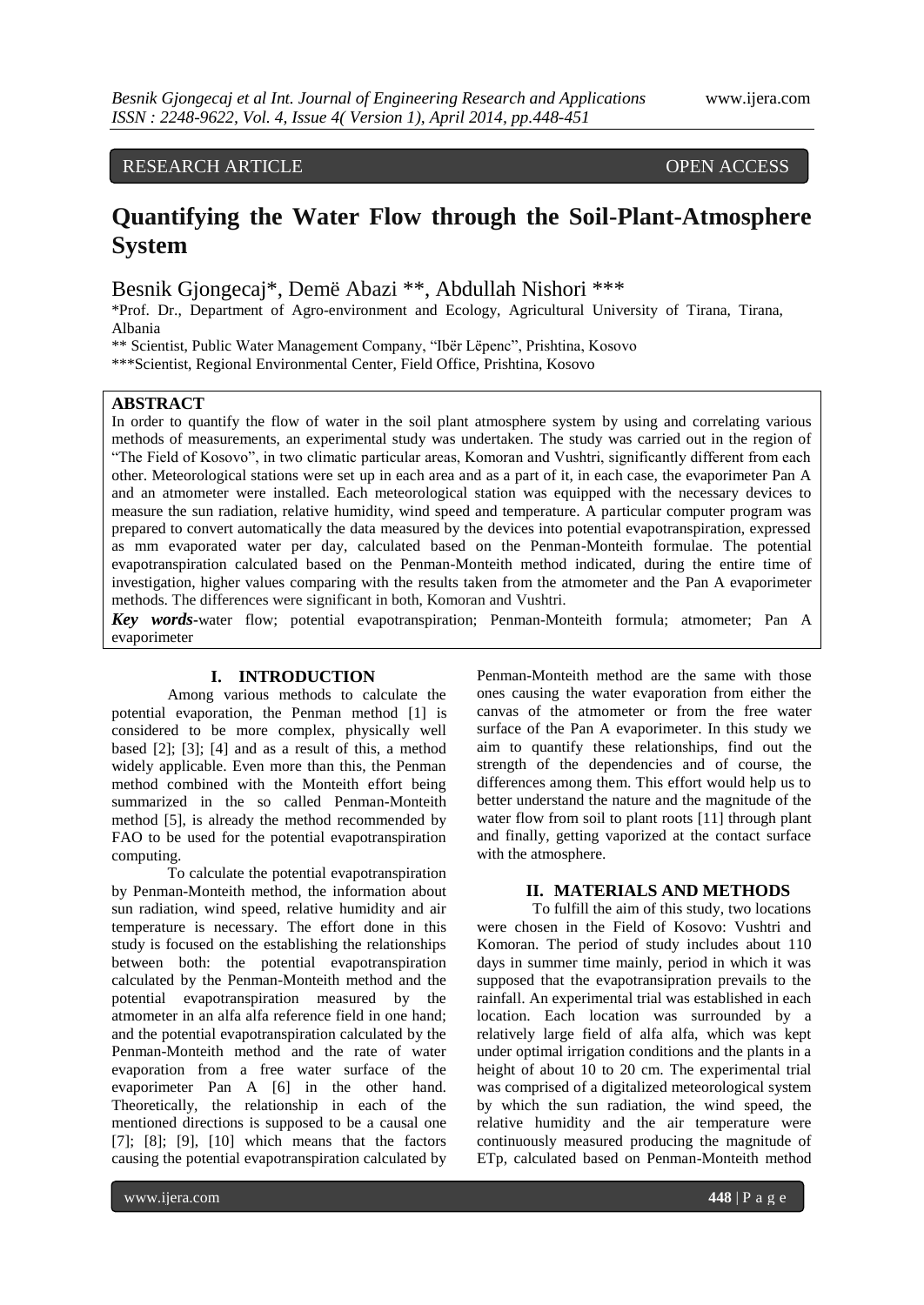RESEARCH ARTICLE OPEN ACCESS

# Quantifying the Water Flow through the Soil-Plant-Atmosphere System

Besnik Gjongecaj*, Demë Abazi **, Abdullah Nishori ***

*Prof. Dr., Department of Agro-environment and Ecology, Agricultural University of Tirana, Tirana, Albania

** Scientist, Public Water Management Company, "Ibër Lëpenc", Prishtina, Kosovo

***Scientist, Regional Environmental Center, Field Office, Prishtina, Kosovo

## ABSTRACT

In order to quantify the flow of water in the soil plant atmosphere system by using and correlating various methods of measurements, an experimental study was undertaken. The study was carried out in the region of "The Field of Kosovo", in two climatic particular areas, Komoran and Vushtri, significantly different from each other. Meteorological stations were set up in each area and as a part of it, in each case, the evaporimeter Pan A and an atmometer were installed. Each meteorological station was equipped with the necessary devices to measure the sun radiation, relative humidity, wind speed and temperature. A particular computer program was prepared to convert automatically the data measured by the devices into potential evapotranspiration, expressed as mm evaporated water per day, calculated based on the Penman-Monteith formulae. The potential evapotranspiration calculated based on the Penman-Monteith method indicated, during the entire time of investigation, higher values comparing with the results taken from the atmometer and the Pan A evaporimeter methods. The differences were significant in both, Komoran and Vushtri.

***Key words***-water flow; potential evapotranspiration; Penman-Monteith formula; atmometer; Pan A evaporimeter

## I. INTRODUCTION

Among various methods to calculate the potential evaporation, the Penman method [1] is considered to be more complex, physically well based [2]; [3]; [4] and as a result of this, a method widely applicable. Even more than this, the Penman method combined with the Monteith effort being summarized in the so called Penman-Monteith method [5], is already the method recommended by FAO to be used for the potential evapotranspiration computing.

To calculate the potential evapotranspiration by Penman-Monteith method, the information about sun radiation, wind speed, relative humidity and air temperature is necessary. The effort done in this study is focused on the establishing the relationships between both: the potential evapotranspiration calculated by the Penman-Monteith method and the potential evapotranspiration measured by the atmometer in an alfa alfa reference field in one hand; and the potential evapotranspiration calculated by the Penman-Monteith method and the rate of water evaporation from a free water surface of the evaporimeter Pan A [6] in the other hand. Theoretically, the relationship in each of the mentioned directions is supposed to be a causal one [7]; [8]; [9], [10] which means that the factors causing the potential evapotranspiration calculated by Penman-Monteith method are the same with those ones causing the water evaporation from either the canvas of the atmometer or from the free water surface of the Pan A evaporimeter. In this study we aim to quantify these relationships, find out the strength of the dependencies and of course, the differences among them. This effort would help us to better understand the nature and the magnitude of the water flow from soil to plant roots [11] through plant and finally, getting vaporized at the contact surface with the atmosphere.

## II. MATERIALS AND METHODS

To fulfill the aim of this study, two locations were chosen in the Field of Kosovo: Vushtri and Komoran. The period of study includes about 110 days in summer time mainly, period in which it was supposed that the evapotransipration prevails to the rainfall. An experimental trial was established in each location. Each location was surrounded by a relatively large field of alfa alfa, which was kept under optimal irrigation conditions and the plants in a height of about 10 to 20 cm. The experimental trial was comprised of a digitalized meteorological system by which the sun radiation, the wind speed, the relative humidity and the air temperature were continuously measured producing the magnitude of ETp, calculated based on Penman-Monteith method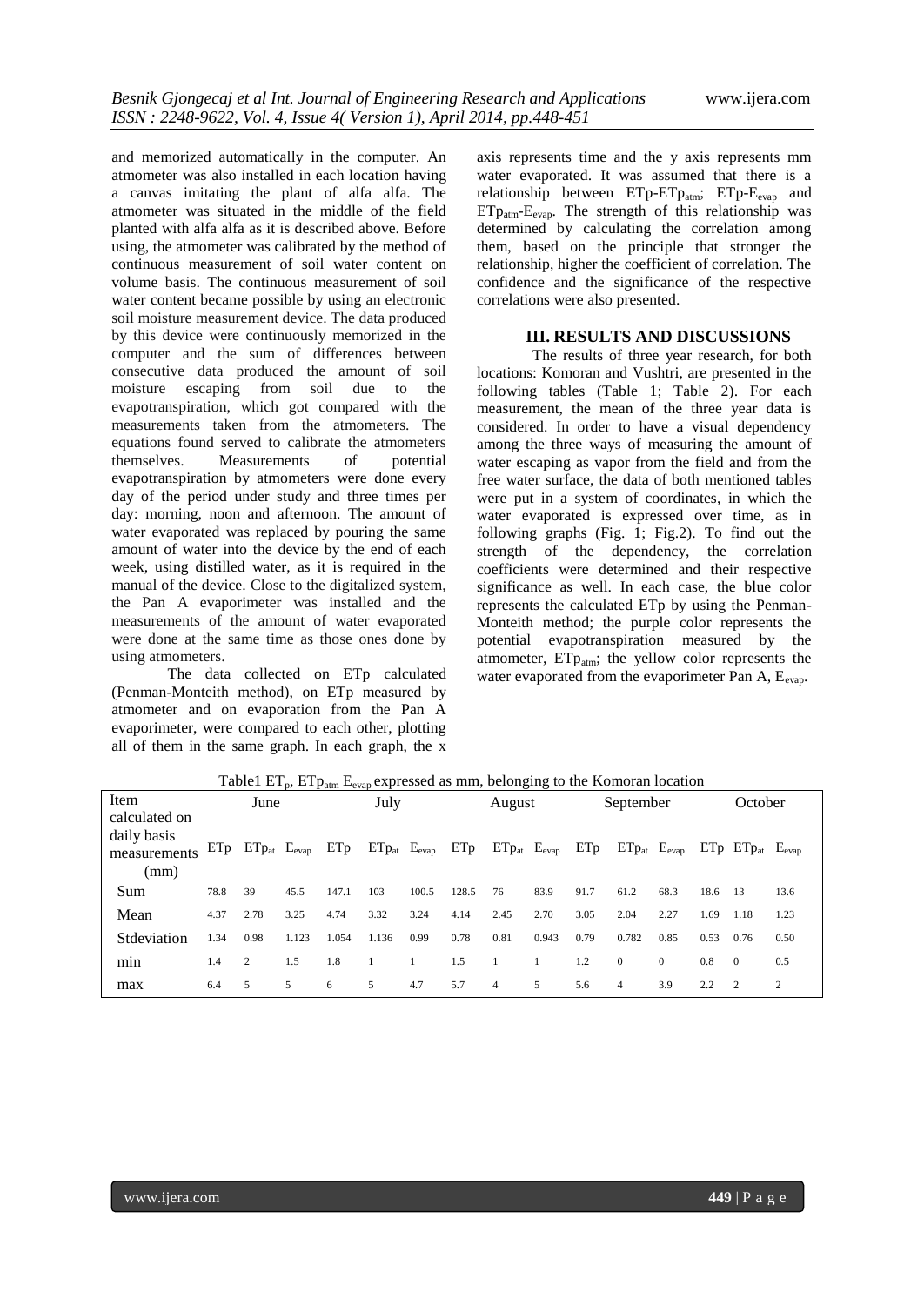and memorized automatically in the computer. An atmometer was also installed in each location having a canvas imitating the plant of alfa alfa. The atmometer was situated in the middle of the field planted with alfa alfa as it is described above. Before using, the atmometer was calibrated by the method of continuous measurement of soil water content on volume basis. The continuous measurement of soil water content became possible by using an electronic soil moisture measurement device. The data produced by this device were continuously memorized in the computer and the sum of differences between consecutive data produced the amount of soil moisture escaping from soil due to the evapotranspiration, which got compared with the measurements taken from the atmometers. The equations found served to calibrate the atmometers themselves. Measurements of potential evapotranspiration by atmometers were done every day of the period under study and three times per day: morning, noon and afternoon. The amount of water evaporated was replaced by pouring the same amount of water into the device by the end of each week, using distilled water, as it is required in the manual of the device. Close to the digitalized system, the Pan A evaporimeter was installed and the measurements of the amount of water evaporated were done at the same time as those ones done by using atmometers.

The data collected on ETp calculated (Penman-Monteith method), on ETp measured by atmometer and on evaporation from the Pan A evaporimeter, were compared to each other, plotting all of them in the same graph. In each graph, the x axis represents time and the y axis represents mm water evaporated. It was assumed that there is a relationship between $ETp$-$ETp_{atm}$; $ETp$-$E_{evap}$ and $ETp_{atm}$-$E_{evap}$. The strength of this relationship was determined by calculating the correlation among them, based on the principle that stronger the relationship, higher the coefficient of correlation. The confidence and the significance of the respective correlations were also presented.

## III. RESULTS AND DISCUSSIONS

The results of three year research, for both locations: Komoran and Vushtri, are presented in the following tables (Table 1; Table 2). For each measurement, the mean of the three year data is considered. In order to have a visual dependency among the three ways of measuring the amount of water escaping as vapor from the field and from the free water surface, the data of both mentioned tables were put in a system of coordinates, in which the water evaporated is expressed over time, as in following graphs (Fig. 1; Fig.2). To find out the strength of the dependency, the correlation coefficients were determined and their respective significance as well. In each case, the blue color represents the calculated ETp by using the Penman-Monteith method; the purple color represents the potential evapotranspiration measured by the atmometer, $ETp_{atm}$; the yellow color represents the water evaporated from the evaporimeter Pan A, $E_{evap}$.

Table1 $ET_p$, $ETp_{atm}$ $E_{evap}$ expressed as mm, belonging to the Komoran location

| Item calculated on daily basis measurements (mm) | June | | | July | | | August | | | September | | | October | | |
|---|---|---|---|---|---|---|---|---|---|---|---|---|---|---|---|
| | ETp | $ETp_{at}$ | $E_{evap}$ | ETp | $ETp_{at}$ | $E_{evap}$ | ETp | $ETp_{at}$ | $E_{evap}$ | ETp | $ETp_{at}$ | $E_{evap}$ | ETp | $ETp_{at}$ | $E_{evap}$ |
| Sum | 78.8 | 39 | 45.5 | 147.1 | 103 | 100.5 | 128.5 | 76 | 83.9 | 91.7 | 61.2 | 68.3 | 18.6 | 13 | 13.6 |
| Mean | 4.37 | 2.78 | 3.25 | 4.74 | 3.32 | 3.24 | 4.14 | 2.45 | 2.70 | 3.05 | 2.04 | 2.27 | 1.69 | 1.18 | 1.23 |
| Stdeviation | 1.34 | 0.98 | 1.123 | 1.054 | 1.136 | 0.99 | 0.78 | 0.81 | 0.943 | 0.79 | 0.782 | 0.85 | 0.53 | 0.76 | 0.50 |
| min | 1.4 | 2 | 1.5 | 1.8 | 1 | 1 | 1.5 | 1 | 1 | 1.2 | 0 | 0 | 0.8 | 0 | 0.5 |
| max | 6.4 | 5 | 5 | 6 | 5 | 4.7 | 5.7 | 4 | 5 | 5.6 | 4 | 3.9 | 2.2 | 2 | 2 |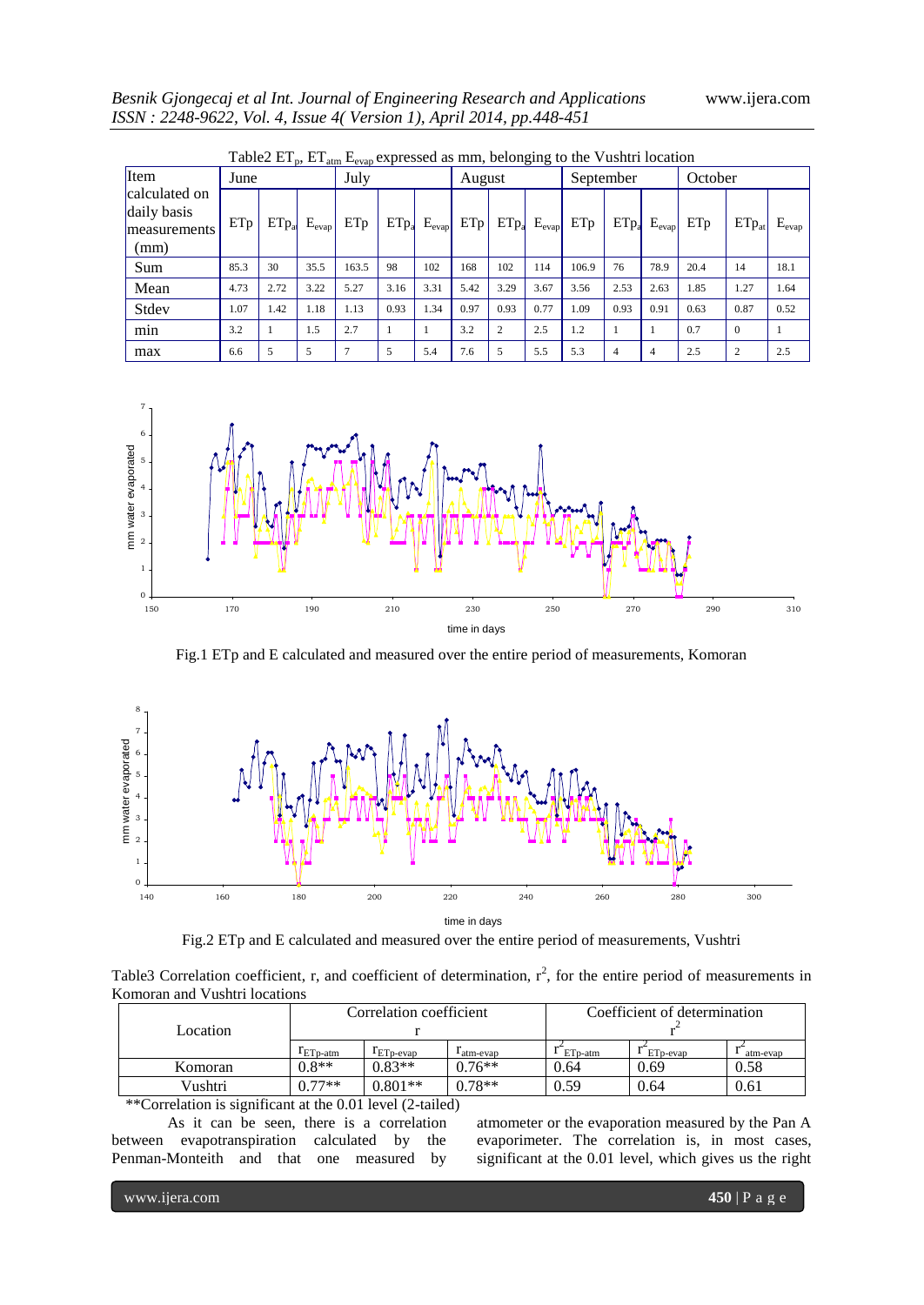Table2 $ET_p$, $ET_{atm}$ $E_{evap}$ expressed as mm, belonging to the Vushtri location

| Item | June | | | July | | | August | | | September | | | October | | |
|---|---|---|---|---|---|---|---|---|---|---|---|---|---|---|---|
| calculated on daily basis measurements (mm) | ETp | $ETp_{at}$ | $E_{evap}$ | ETp | $ETp_a$ | $E_{evap}$ | ETp | $ETp_a$ | $E_{evap}$ | ETp | $ETp_a$ | $E_{evap}$ | ETp | $ETp_{at}$ | $E_{evap}$ |
| Sum | 85.3 | 30 | 35.5 | 163.5 | 98 | 102 | 168 | 102 | 114 | 106.9 | 76 | 78.9 | 20.4 | 14 | 18.1 |
| Mean | 4.73 | 2.72 | 3.22 | 5.27 | 3.16 | 3.31 | 5.42 | 3.29 | 3.67 | 3.56 | 2.53 | 2.63 | 1.85 | 1.27 | 1.64 |
| Stdev | 1.07 | 1.42 | 1.18 | 1.13 | 0.93 | 1.34 | 0.97 | 0.93 | 0.77 | 1.09 | 0.93 | 0.91 | 0.63 | 0.87 | 0.52 |
| min | 3.2 | 1 | 1.5 | 2.7 | 1 | 1 | 3.2 | 2 | 2.5 | 1.2 | 1 | 1 | 0.7 | 0 | 1 |
| max | 6.6 | 5 | 5 | 7 | 5 | 5.4 | 7.6 | 5 | 5.5 | 5.3 | 4 | 4 | 2.5 | 2 | 2.5 |

Fig.1 ETp and E calculated and measured over the entire period of measurements, Komoran

Fig.2 ETp and E calculated and measured over the entire period of measurements, Vushtri

Table3 Correlation coefficient, r, and coefficient of determination, $r^2$, for the entire period of measurements in Komoran and Vushtri locations

| Location | Correlation coefficient r | | | Coefficient of determination $r^2$ | | |
|---|---|---|---|---|---|---|
| | $r_{ETp\text{-}atm}$ | $r_{ETp\text{-}evap}$ | $r_{atm\text{-}evap}$ | $r^2_{ETp\text{-}atm}$ | $r^2_{ETp\text{-}evap}$ | $r^2_{atm\text{-}evap}$ |
| Komoran | 0.8** | 0.83** | 0.76** | 0.64 | 0.69 | 0.58 |
| Vushtri | 0.77** | 0.801** | 0.78** | 0.59 | 0.64 | 0.61 |

**Correlation is significant at the 0.01 level (2-tailed)

As it can be seen, there is a correlation between evapotranspiration calculated by the Penman-Monteith and that one measured by atmometer or the evaporation measured by the Pan A evaporimeter. The correlation is, in most cases, significant at the 0.01 level, which gives us the right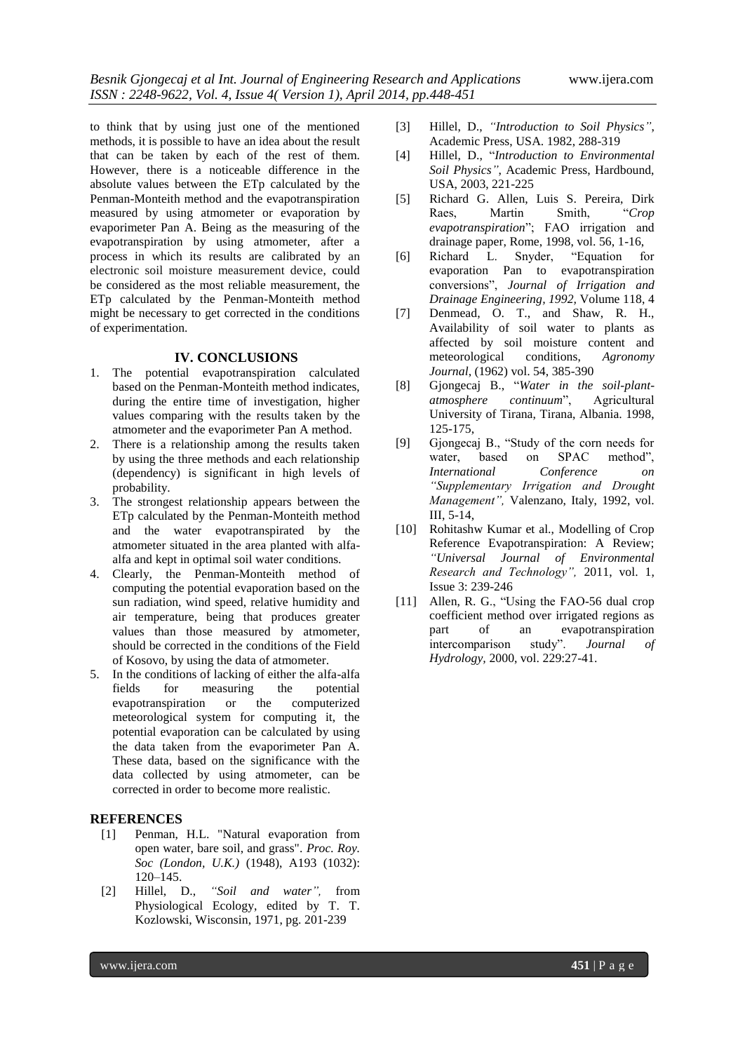to think that by using just one of the mentioned methods, it is possible to have an idea about the result that can be taken by each of the rest of them. However, there is a noticeable difference in the absolute values between the ETp calculated by the Penman-Monteith method and the evapotranspiration measured by using atmometer or evaporation by evaporimeter Pan A. Being as the measuring of the evapotranspiration by using atmometer, after a process in which its results are calibrated by an electronic soil moisture measurement device, could be considered as the most reliable measurement, the ETp calculated by the Penman-Monteith method might be necessary to get corrected in the conditions of experimentation.

## IV. CONCLUSIONS

1. The potential evapotranspiration calculated based on the Penman-Monteith method indicates, during the entire time of investigation, higher values comparing with the results taken by the atmometer and the evaporimeter Pan A method.
2. There is a relationship among the results taken by using the three methods and each relationship (dependency) is significant in high levels of probability.
3. The strongest relationship appears between the ETp calculated by the Penman-Monteith method and the water evapotranspirated by the atmometer situated in the area planted with alfa-alfa and kept in optimal soil water conditions.
4. Clearly, the Penman-Monteith method of computing the potential evaporation based on the sun radiation, wind speed, relative humidity and air temperature, being that produces greater values than those measured by atmometer, should be corrected in the conditions of the Field of Kosovo, by using the data of atmometer.
5. In the conditions of lacking of either the alfa-alfa fields for measuring the potential evapotranspiration or the computerized meteorological system for computing it, the potential evaporation can be calculated by using the data taken from the evaporimeter Pan A. These data, based on the significance with the data collected by using atmometer, can be corrected in order to become more realistic.

## REFERENCES

[1] Penman, H.L. "Natural evaporation from open water, bare soil, and grass". *Proc. Roy. Soc (London, U.K.)* (1948), A193 (1032): 120–145.

[2] Hillel, D., *"Soil and water",* from Physiological Ecology, edited by T. T. Kozlowski, Wisconsin, 1971, pg. 201-239

[3] Hillel, D., *"Introduction to Soil Physics"*, Academic Press, USA. 1982, 288-319

[4] Hillel, D., "*Introduction to Environmental Soil Physics"*, Academic Press, Hardbound, USA, 2003, 221-225

[5] Richard G. Allen, Luis S. Pereira, Dirk Raes, Martin Smith, "*Crop evapotranspiration*"; FAO irrigation and drainage paper, Rome, 1998, vol. 56, 1-16,

[6] Richard L. Snyder, "Equation for evaporation Pan to evapotranspiration conversions", *Journal of Irrigation and Drainage Engineering, 1992,* Volume 118, 4

[7] Denmead, O. T., and Shaw, R. H., Availability of soil water to plants as affected by soil moisture content and meteorological conditions, *Agronomy Journal*, (1962) vol. 54, 385-390

[8] Gjongecaj B., "*Water in the soil-plant-atmosphere continuum*", Agricultural University of Tirana, Tirana, Albania. 1998, 125-175,

[9] Gjongecaj B., "Study of the corn needs for water, based on SPAC method", *International Conference on "Supplementary Irrigation and Drought Management",* Valenzano, Italy, 1992, vol. III, 5-14,

[10] Rohitashw Kumar et al., Modelling of Crop Reference Evapotranspiration: A Review; *"Universal Journal of Environmental Research and Technology",* 2011, vol. 1, Issue 3: 239-246

[11] Allen, R. G., "Using the FAO-56 dual crop coefficient method over irrigated regions as part of an evapotranspiration intercomparison study". *Journal of Hydrology,* 2000, vol. 229:27-41.